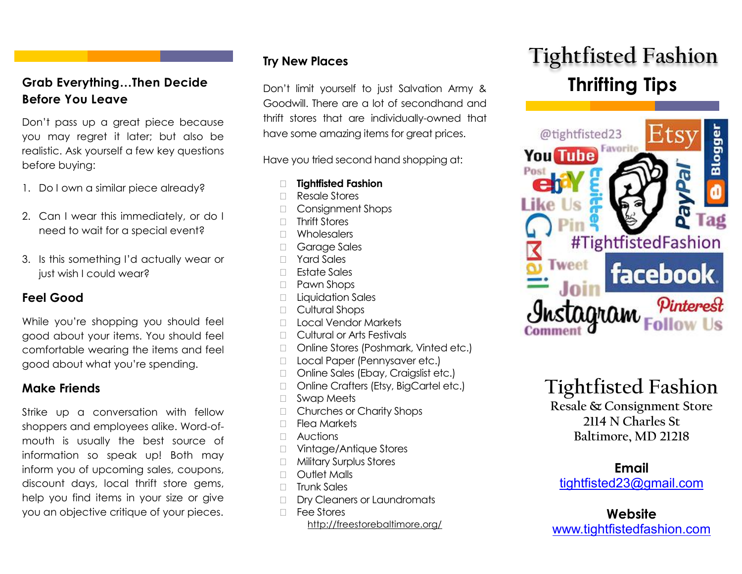## Grab Everything…Then Decide Before You Leave

Don't pass up a great piece because you may regret it later; but also be realistic. Ask yourself a few key questions before buying:

1. Do I own a similar piece already?
2. Can I wear this immediately, or do I need to wait for a special event?
3. Is this something I'd actually wear or just wish I could wear?

## Feel Good

While you're shopping you should feel good about your items. You should feel comfortable wearing the items and feel good about what you're spending.

## Make Friends

Strike up a conversation with fellow shoppers and employees alike. Word-of-mouth is usually the best source of information so speak up! Both may inform you of upcoming sales, coupons, discount days, local thrift store gems, help you find items in your size or give you an objective critique of your pieces.

## Try New Places

Don't limit yourself to just Salvation Army & Goodwill. There are a lot of secondhand and thrift stores that are individually-owned that have some amazing items for great prices.

Have you tried second hand shopping at:

- **Tightfisted Fashion**
- Resale Stores
- Consignment Shops
- Thrift Stores
- Wholesalers
- Garage Sales
- Yard Sales
- Estate Sales
- Pawn Shops
- Liquidation Sales
- Cultural Shops
- Local Vendor Markets
- Cultural or Arts Festivals
- Online Stores (Poshmark, Vinted etc.)
- Local Paper (Pennysaver etc.)
- Online Sales (Ebay, Craigslist etc.)
- Online Crafters (Etsy, BigCartel etc.)
- Swap Meets
- Churches or Charity Shops
- Flea Markets
- Auctions
- Vintage/Antique Stores
- Military Surplus Stores
- Outlet Malls
- Trunk Sales
- Dry Cleaners or Laundromats
- Fee Stores
  http://freestorebaltimore.org/

# Tightfisted Fashion

## Thrifting Tips

@tightfisted23 Etsy YouTube Favorite Blogger Post ebay twitter PayPal Like Us Pin Tag Gmail #TightfistedFashion Tweet facebook Join Instagram Pinterest Comment Follow Us

**Tightfisted Fashion**
Resale & Consignment Store
2114 N Charles St
Baltimore, MD 21218

**Email**
tightfisted23@gmail.com

**Website**
www.tightfistedfashion.com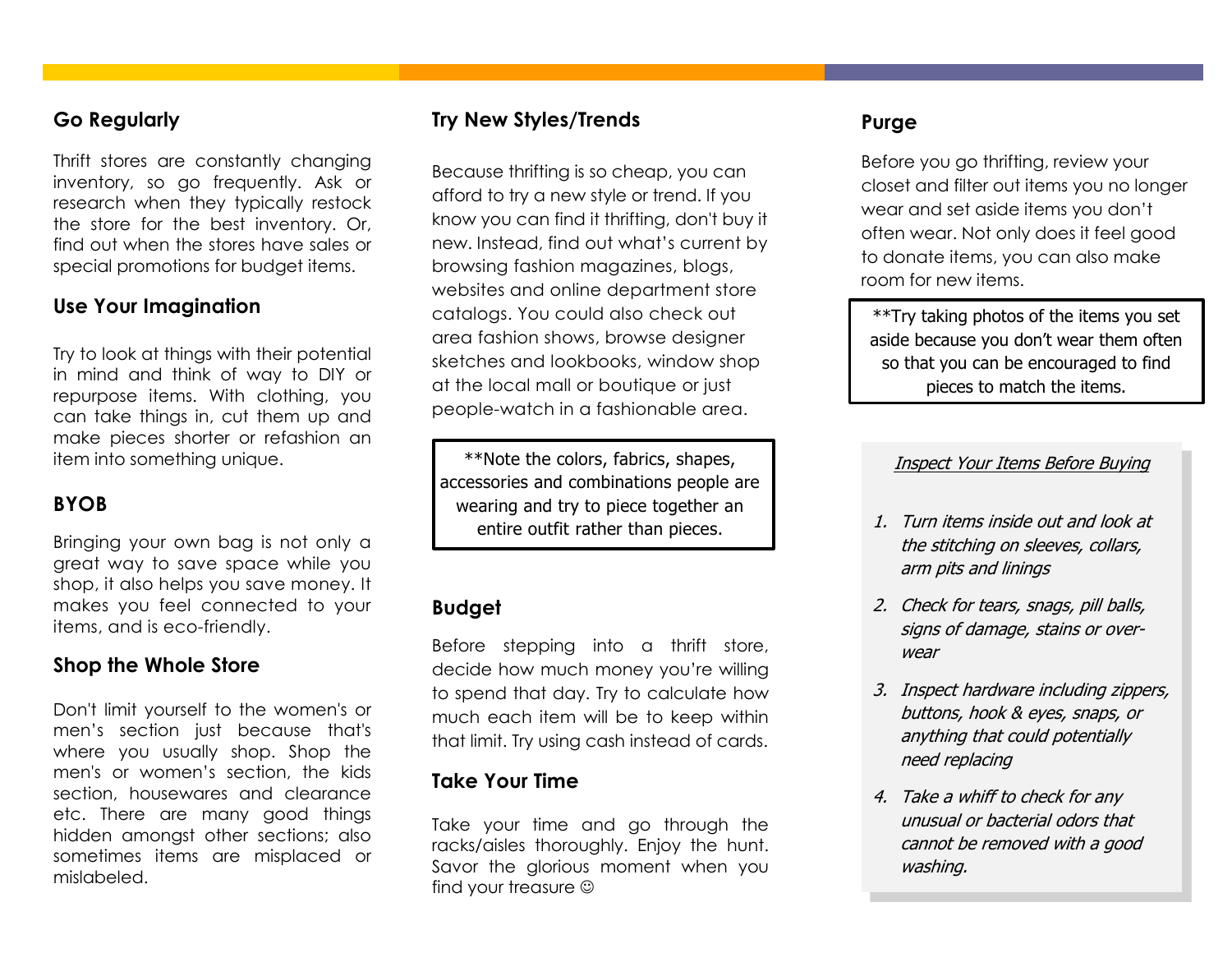## Go Regularly

Thrift stores are constantly changing inventory, so go frequently. Ask or research when they typically restock the store for the best inventory. Or, find out when the stores have sales or special promotions for budget items.

## Use Your Imagination

Try to look at things with their potential in mind and think of way to DIY or repurpose items. With clothing, you can take things in, cut them up and make pieces shorter or refashion an item into something unique.

## BYOB

Bringing your own bag is not only a great way to save space while you shop, it also helps you save money. It makes you feel connected to your items, and is eco-friendly.

## Shop the Whole Store

Don't limit yourself to the women's or men's section just because that's where you usually shop. Shop the men's or women's section, the kids section, housewares and clearance etc. There are many good things hidden amongst other sections; also sometimes items are misplaced or mislabeled.

## Try New Styles/Trends

Because thrifting is so cheap, you can afford to try a new style or trend. If you know you can find it thrifting, don't buy it new. Instead, find out what's current by browsing fashion magazines, blogs, websites and online department store catalogs. You could also check out area fashion shows, browse designer sketches and lookbooks, window shop at the local mall or boutique or just people-watch in a fashionable area.

**Note the colors, fabrics, shapes, accessories and combinations people are wearing and try to piece together an entire outfit rather than pieces.

## Budget

Before stepping into a thrift store, decide how much money you're willing to spend that day. Try to calculate how much each item will be to keep within that limit. Try using cash instead of cards.

## Take Your Time

Take your time and go through the racks/aisles thoroughly. Enjoy the hunt. Savor the glorious moment when you find your treasure ☺

## Purge

Before you go thrifting, review your closet and filter out items you no longer wear and set aside items you don't often wear. Not only does it feel good to donate items, you can also make room for new items.

**Try taking photos of the items you set aside because you don't wear them often so that you can be encouraged to find pieces to match the items.

*Inspect Your Items Before Buying*

1. *Turn items inside out and look at the stitching on sleeves, collars, arm pits and linings*
2. *Check for tears, snags, pill balls, signs of damage, stains or over-wear*
3. *Inspect hardware including zippers, buttons, hook & eyes, snaps, or anything that could potentially need replacing*
4. *Take a whiff to check for any unusual or bacterial odors that cannot be removed with a good washing.*